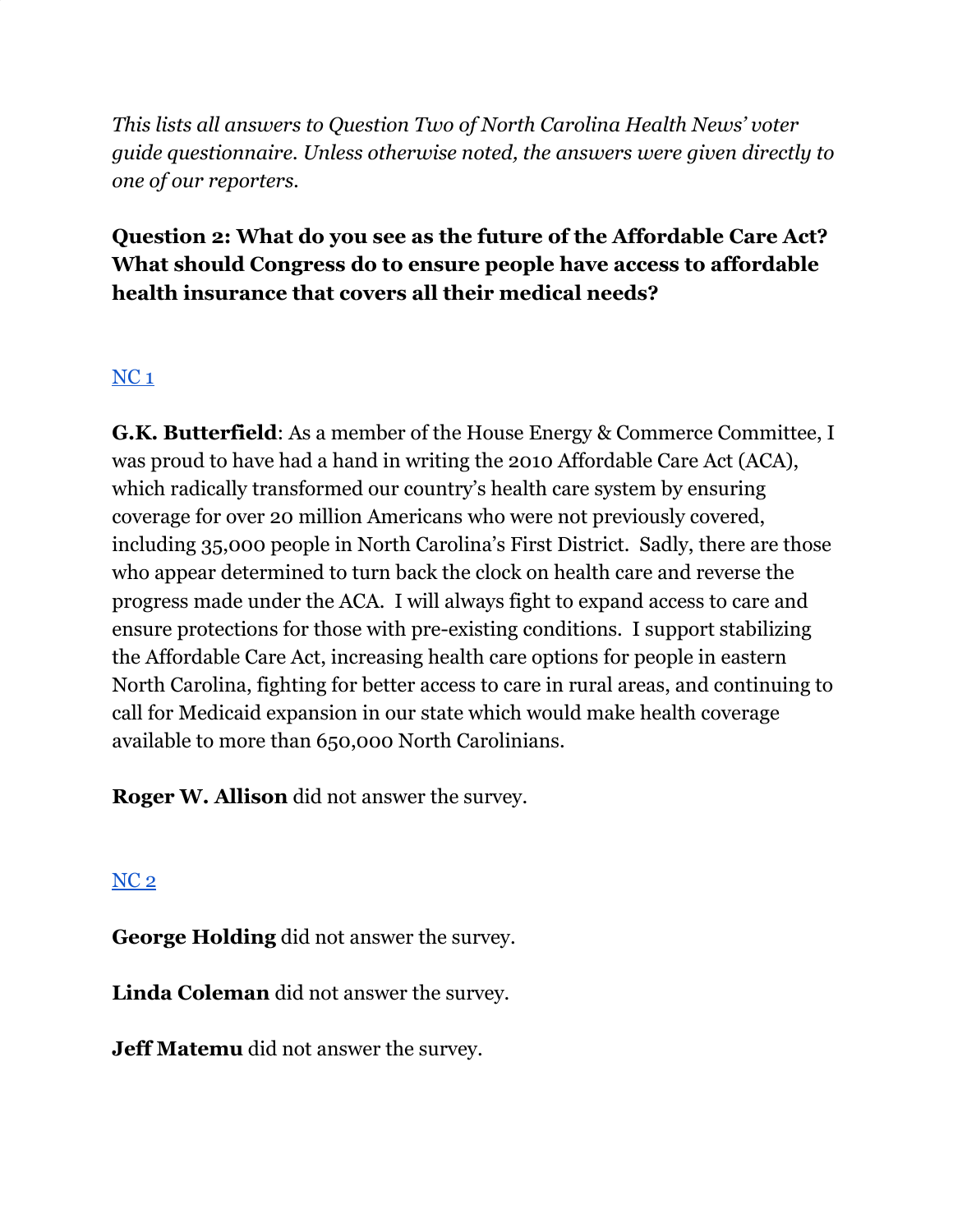*This lists all answers to Question Two of North Carolina Health News' voter guide questionnaire. Unless otherwise noted, the answers were given directly to one of our reporters.*

**Question 2: What do you see as the future of the Affordable Care Act? What should Congress do to ensure people have access to affordable health insurance that covers all their medical needs?**

## NC 1

**G.K. Butterfield**: As a member of the House Energy & Commerce Committee, I was proud to have had a hand in writing the 2010 Affordable Care Act (ACA), which radically transformed our country's health care system by ensuring coverage for over 20 million Americans who were not previously covered, including 35,000 people in North Carolina's First District. Sadly, there are those who appear determined to turn back the clock on health care and reverse the progress made under the ACA. I will always fight to expand access to care and ensure protections for those with pre-existing conditions. I support stabilizing the Affordable Care Act, increasing health care options for people in eastern North Carolina, fighting for better access to care in rural areas, and continuing to call for Medicaid expansion in our state which would make health coverage available to more than 650,000 North Carolinians.

**Roger W. Allison** did not answer the survey.

## NC 2

**George Holding** did not answer the survey.

**Linda Coleman** did not answer the survey.

**Jeff Matemu** did not answer the survey.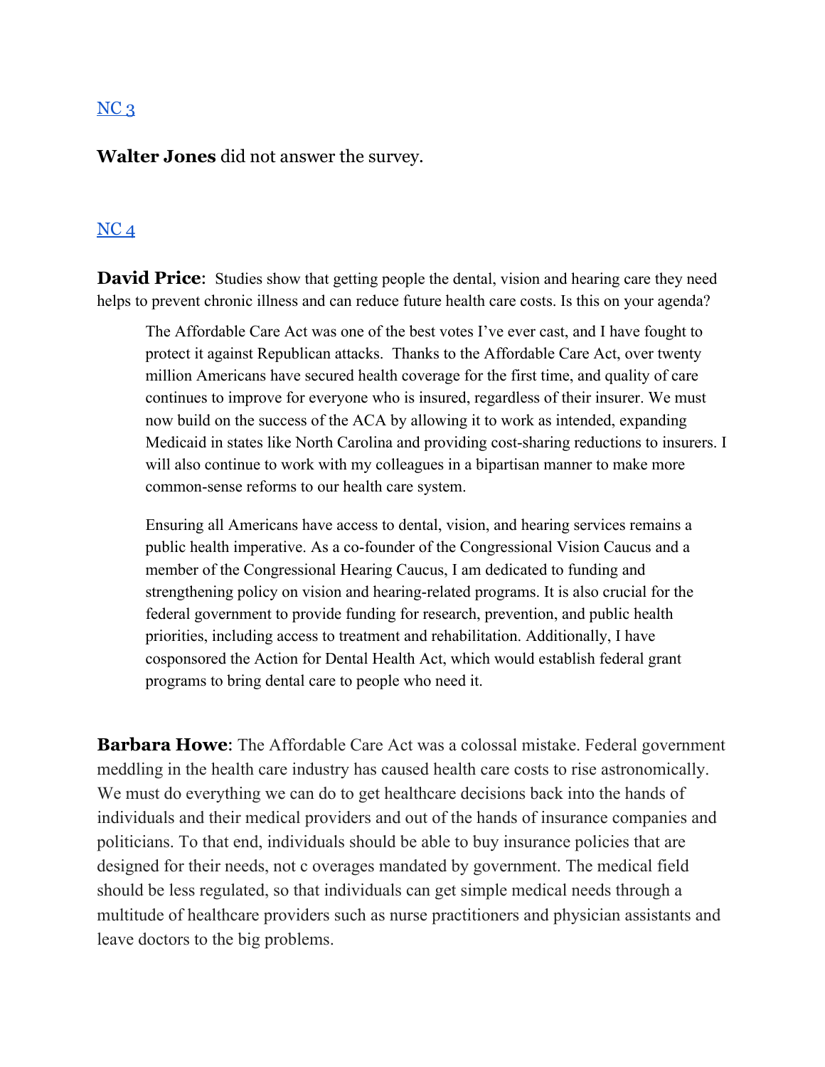[NC 3]

**Walter Jones** did not answer the survey.

[NC 4]

**David Price**: Studies show that getting people the dental, vision and hearing care they need helps to prevent chronic illness and can reduce future health care costs. Is this on your agenda?

> The Affordable Care Act was one of the best votes I've ever cast, and I have fought to protect it against Republican attacks. Thanks to the Affordable Care Act, over twenty million Americans have secured health coverage for the first time, and quality of care continues to improve for everyone who is insured, regardless of their insurer. We must now build on the success of the ACA by allowing it to work as intended, expanding Medicaid in states like North Carolina and providing cost-sharing reductions to insurers. I will also continue to work with my colleagues in a bipartisan manner to make more common-sense reforms to our health care system.
>
> Ensuring all Americans have access to dental, vision, and hearing services remains a public health imperative. As a co-founder of the Congressional Vision Caucus and a member of the Congressional Hearing Caucus, I am dedicated to funding and strengthening policy on vision and hearing-related programs. It is also crucial for the federal government to provide funding for research, prevention, and public health priorities, including access to treatment and rehabilitation. Additionally, I have cosponsored the Action for Dental Health Act, which would establish federal grant programs to bring dental care to people who need it.

**Barbara Howe**: The Affordable Care Act was a colossal mistake. Federal government meddling in the health care industry has caused health care costs to rise astronomically. We must do everything we can do to get healthcare decisions back into the hands of individuals and their medical providers and out of the hands of insurance companies and politicians. To that end, individuals should be able to buy insurance policies that are designed for their needs, not c overages mandated by government. The medical field should be less regulated, so that individuals can get simple medical needs through a multitude of healthcare providers such as nurse practitioners and physician assistants and leave doctors to the big problems.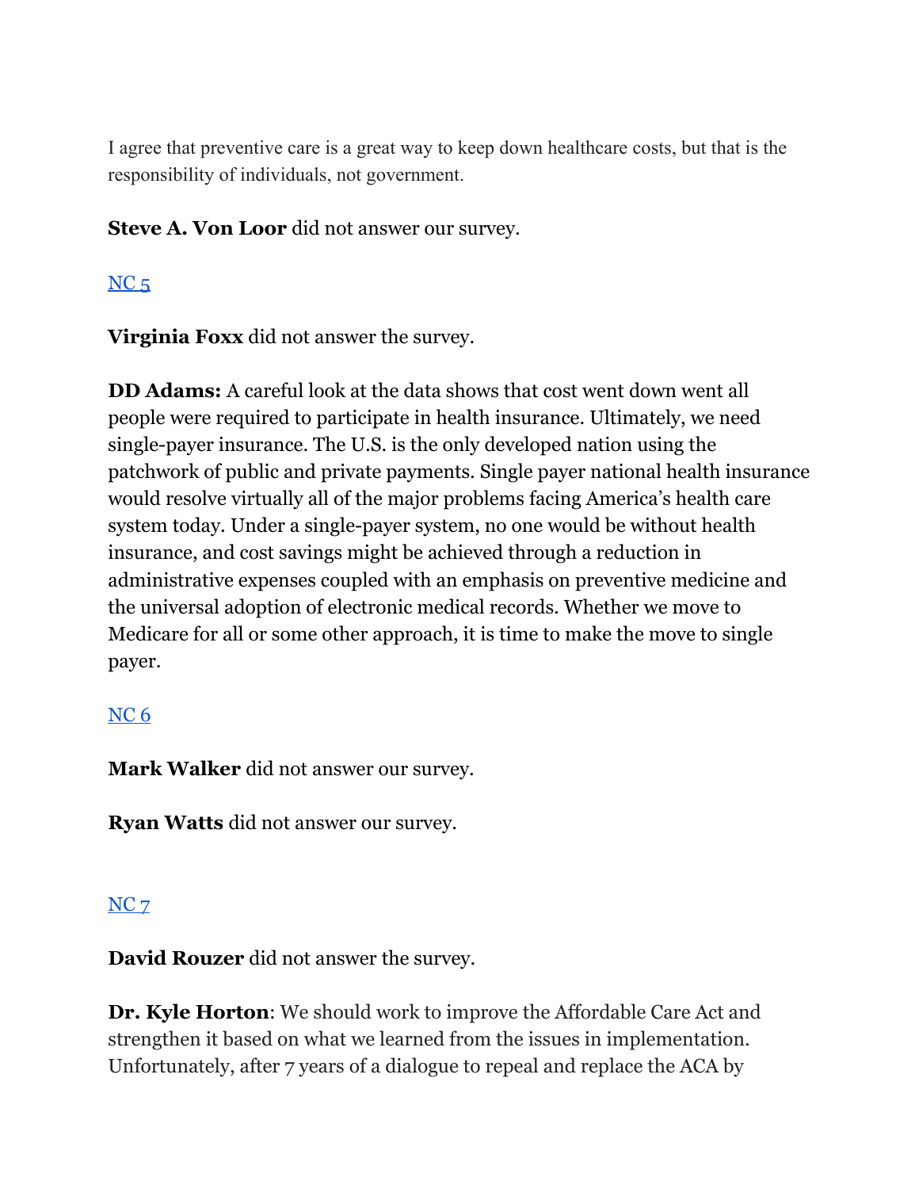I agree that preventive care is a great way to keep down healthcare costs, but that is the responsibility of individuals, not government.

**Steve A. Von Loor** did not answer our survey.

NC 5

**Virginia Foxx** did not answer the survey.

**DD Adams:** A careful look at the data shows that cost went down went all people were required to participate in health insurance. Ultimately, we need single-payer insurance. The U.S. is the only developed nation using the patchwork of public and private payments. Single payer national health insurance would resolve virtually all of the major problems facing America's health care system today. Under a single-payer system, no one would be without health insurance, and cost savings might be achieved through a reduction in administrative expenses coupled with an emphasis on preventive medicine and the universal adoption of electronic medical records. Whether we move to Medicare for all or some other approach, it is time to make the move to single payer.

NC 6

**Mark Walker** did not answer our survey.

**Ryan Watts** did not answer our survey.

NC 7

**David Rouzer** did not answer the survey.

**Dr. Kyle Horton**: We should work to improve the Affordable Care Act and strengthen it based on what we learned from the issues in implementation. Unfortunately, after 7 years of a dialogue to repeal and replace the ACA by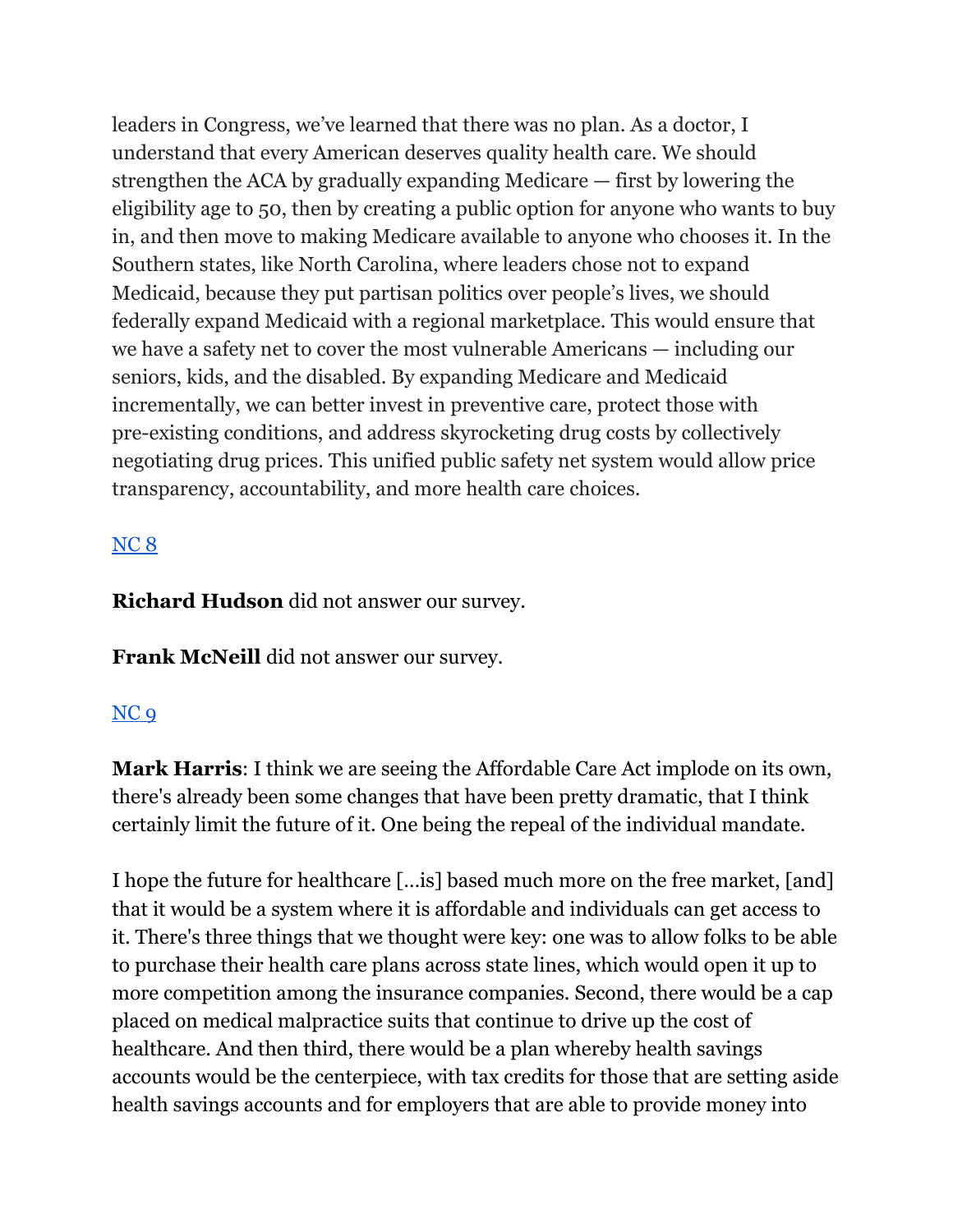leaders in Congress, we've learned that there was no plan. As a doctor, I understand that every American deserves quality health care. We should strengthen the ACA by gradually expanding Medicare — first by lowering the eligibility age to 50, then by creating a public option for anyone who wants to buy in, and then move to making Medicare available to anyone who chooses it. In the Southern states, like North Carolina, where leaders chose not to expand Medicaid, because they put partisan politics over people's lives, we should federally expand Medicaid with a regional marketplace. This would ensure that we have a safety net to cover the most vulnerable Americans — including our seniors, kids, and the disabled. By expanding Medicare and Medicaid incrementally, we can better invest in preventive care, protect those with pre-existing conditions, and address skyrocketing drug costs by collectively negotiating drug prices. This unified public safety net system would allow price transparency, accountability, and more health care choices.

NC 8

**Richard Hudson** did not answer our survey.

**Frank McNeill** did not answer our survey.

NC 9

**Mark Harris**: I think we are seeing the Affordable Care Act implode on its own, there's already been some changes that have been pretty dramatic, that I think certainly limit the future of it. One being the repeal of the individual mandate.

I hope the future for healthcare [...is] based much more on the free market, [and] that it would be a system where it is affordable and individuals can get access to it. There's three things that we thought were key: one was to allow folks to be able to purchase their health care plans across state lines, which would open it up to more competition among the insurance companies. Second, there would be a cap placed on medical malpractice suits that continue to drive up the cost of healthcare. And then third, there would be a plan whereby health savings accounts would be the centerpiece, with tax credits for those that are setting aside health savings accounts and for employers that are able to provide money into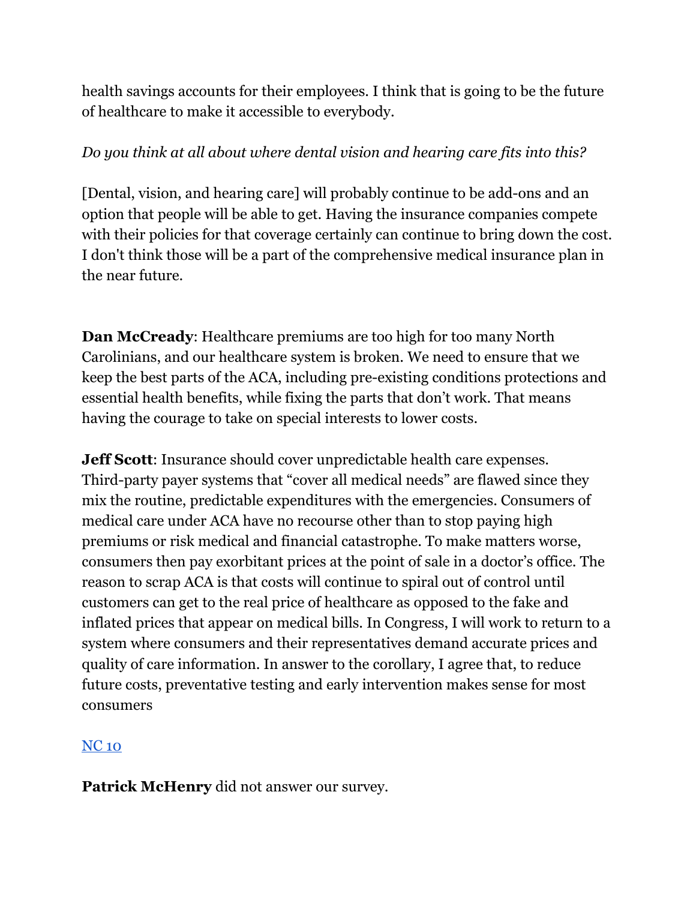health savings accounts for their employees. I think that is going to be the future of healthcare to make it accessible to everybody.

*Do you think at all about where dental vision and hearing care fits into this?*

[Dental, vision, and hearing care] will probably continue to be add-ons and an option that people will be able to get. Having the insurance companies compete with their policies for that coverage certainly can continue to bring down the cost. I don't think those will be a part of the comprehensive medical insurance plan in the near future.

**Dan McCready**: Healthcare premiums are too high for too many North Carolinians, and our healthcare system is broken. We need to ensure that we keep the best parts of the ACA, including pre-existing conditions protections and essential health benefits, while fixing the parts that don't work. That means having the courage to take on special interests to lower costs.

**Jeff Scott**: Insurance should cover unpredictable health care expenses. Third-party payer systems that "cover all medical needs" are flawed since they mix the routine, predictable expenditures with the emergencies. Consumers of medical care under ACA have no recourse other than to stop paying high premiums or risk medical and financial catastrophe. To make matters worse, consumers then pay exorbitant prices at the point of sale in a doctor's office. The reason to scrap ACA is that costs will continue to spiral out of control until customers can get to the real price of healthcare as opposed to the fake and inflated prices that appear on medical bills. In Congress, I will work to return to a system where consumers and their representatives demand accurate prices and quality of care information. In answer to the corollary, I agree that, to reduce future costs, preventative testing and early intervention makes sense for most consumers

## NC 10

**Patrick McHenry** did not answer our survey.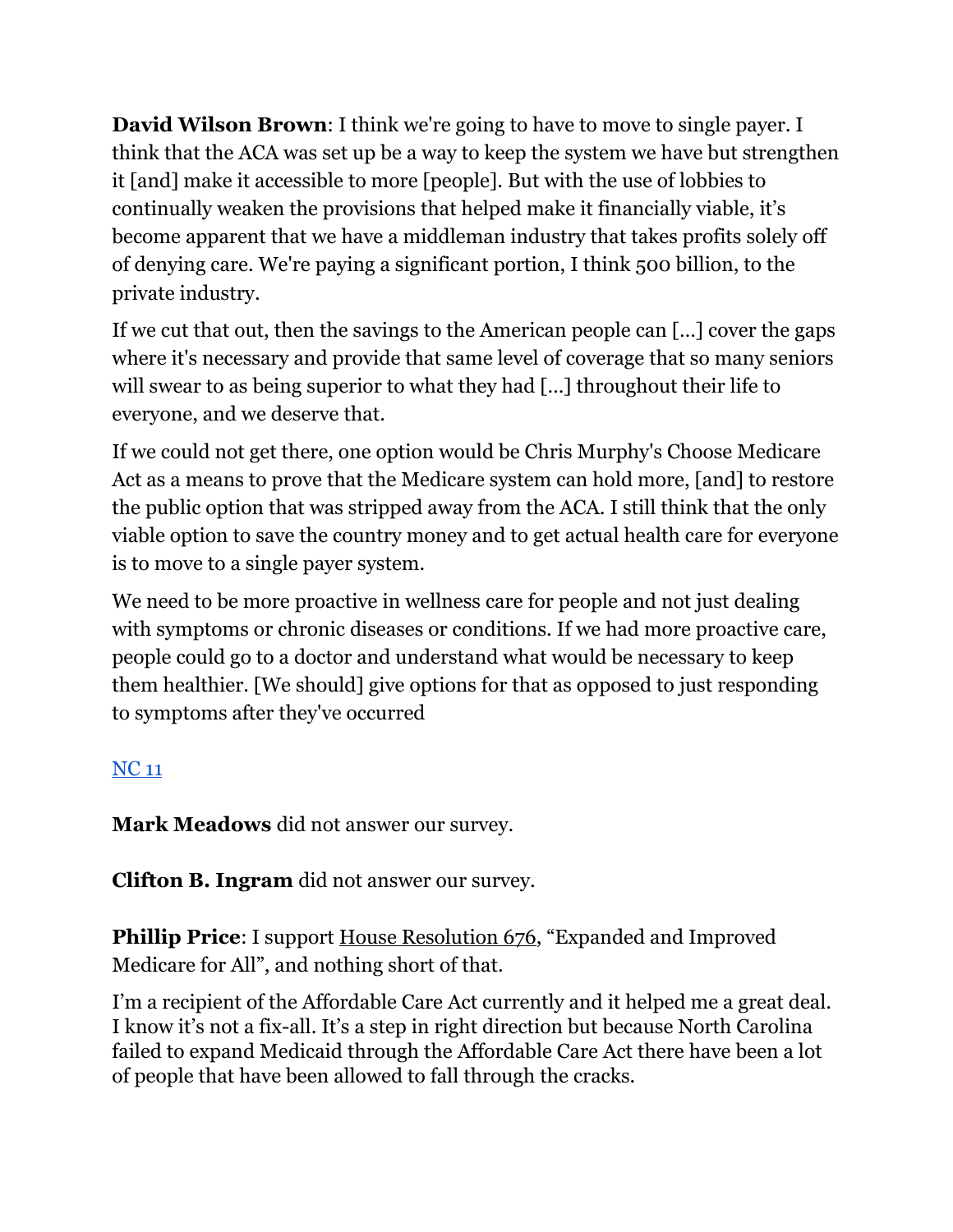**David Wilson Brown**: I think we're going to have to move to single payer. I think that the ACA was set up be a way to keep the system we have but strengthen it [and] make it accessible to more [people]. But with the use of lobbies to continually weaken the provisions that helped make it financially viable, it's become apparent that we have a middleman industry that takes profits solely off of denying care. We're paying a significant portion, I think 500 billion, to the private industry.

If we cut that out, then the savings to the American people can [...] cover the gaps where it's necessary and provide that same level of coverage that so many seniors will swear to as being superior to what they had [...] throughout their life to everyone, and we deserve that.

If we could not get there, one option would be Chris Murphy's Choose Medicare Act as a means to prove that the Medicare system can hold more, [and] to restore the public option that was stripped away from the ACA. I still think that the only viable option to save the country money and to get actual health care for everyone is to move to a single payer system.

We need to be more proactive in wellness care for people and not just dealing with symptoms or chronic diseases or conditions. If we had more proactive care, people could go to a doctor and understand what would be necessary to keep them healthier. [We should] give options for that as opposed to just responding to symptoms after they've occurred

NC 11

**Mark Meadows** did not answer our survey.

**Clifton B. Ingram** did not answer our survey.

**Phillip Price**: I support House Resolution 676, "Expanded and Improved Medicare for All", and nothing short of that.

I'm a recipient of the Affordable Care Act currently and it helped me a great deal. I know it's not a fix-all. It's a step in right direction but because North Carolina failed to expand Medicaid through the Affordable Care Act there have been a lot of people that have been allowed to fall through the cracks.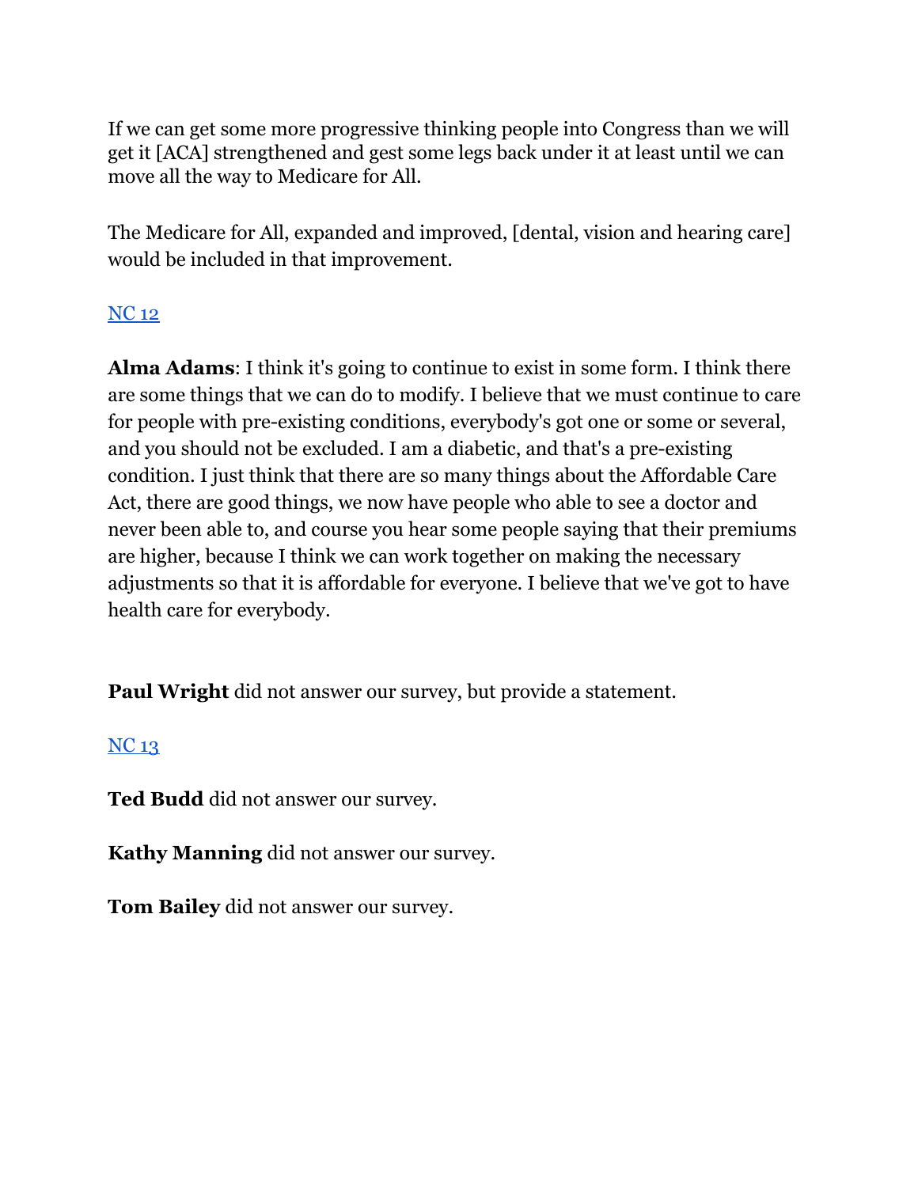If we can get some more progressive thinking people into Congress than we will get it [ACA] strengthened and gest some legs back under it at least until we can move all the way to Medicare for All.

The Medicare for All, expanded and improved, [dental, vision and hearing care] would be included in that improvement.

[NC 12]()

**Alma Adams**: I think it's going to continue to exist in some form. I think there are some things that we can do to modify. I believe that we must continue to care for people with pre-existing conditions, everybody's got one or some or several, and you should not be excluded. I am a diabetic, and that's a pre-existing condition. I just think that there are so many things about the Affordable Care Act, there are good things, we now have people who able to see a doctor and never been able to, and course you hear some people saying that their premiums are higher, because I think we can work together on making the necessary adjustments so that it is affordable for everyone. I believe that we've got to have health care for everybody.

**Paul Wright** did not answer our survey, but provide a statement.

[NC 13]()

**Ted Budd** did not answer our survey.

**Kathy Manning** did not answer our survey.

**Tom Bailey** did not answer our survey.